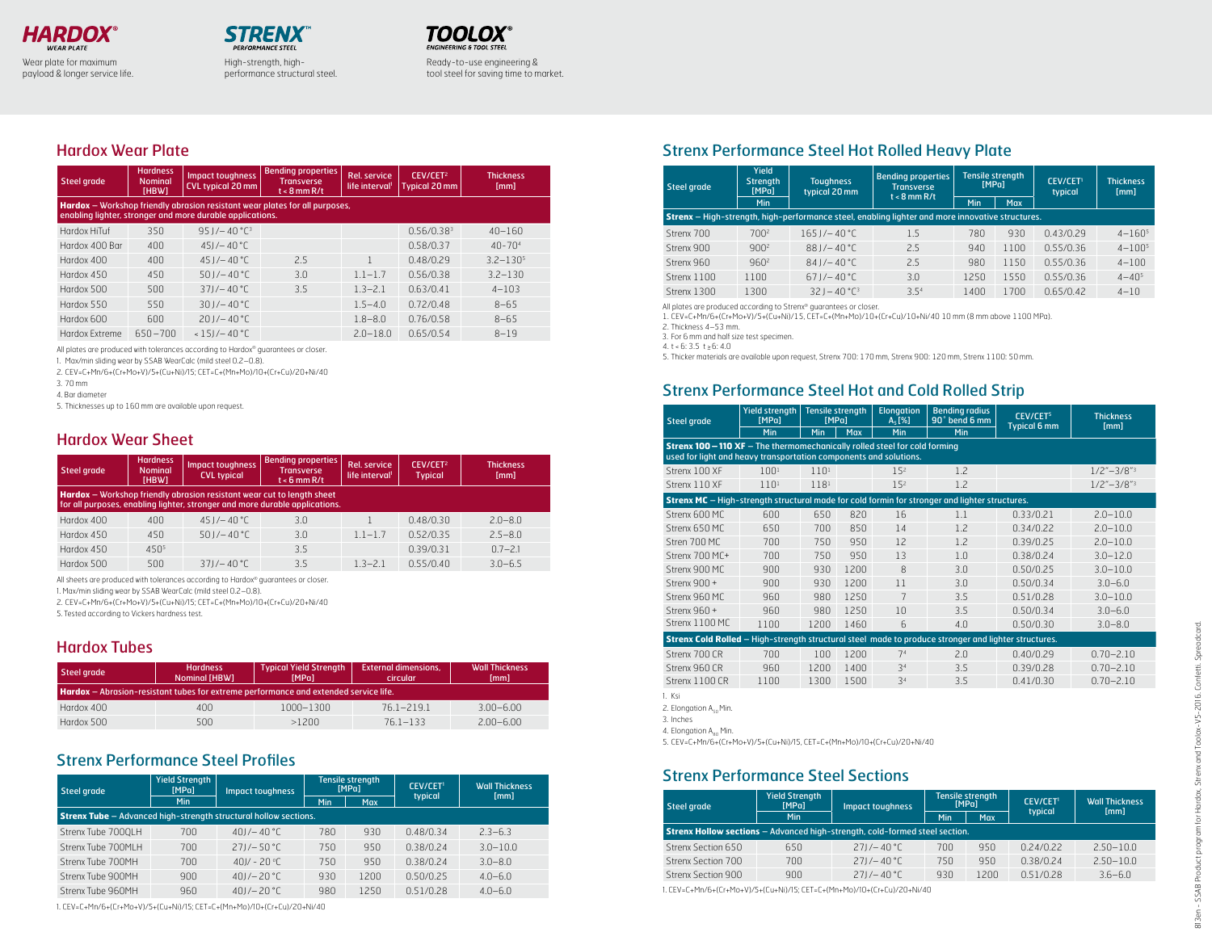**HARDOX®** WEAR PLATE
Wear plate for maximum payload & longer service life.

**STRENX™** PERFORMANCE STEEL
High-strength, high-performance structural steel.

**TOOLOX®** ENGINEERING & TOOL STEEL
Ready-to-use engineering & tool steel for saving time to market.

## Hardox Wear Plate

| Steel grade | Hardness Nominal [HBW] | Impact toughness CVL typical 20 mm | Bending properties Transverse t < 8 mm R/t | Rel. service life interval[1] | CEV/CET[2] Typical 20 mm | Thickness [mm] |
|---|---|---|---|---|---|---|
| **Hardox** – Workshop friendly abrasion resistant wear plates for all purposes, enabling lighter, stronger and more durable applications. | | | | | | |
| Hardox HiTuf | 350 | 95 J/– 40 °C[3] | | | 0.56/0.38[3] | 40–160 |
| Hardox 400 Bar | 400 | 45J/– 40 °C | | | 0.58/0.37 | 40–70[4] |
| Hardox 400 | 400 | 45 J/– 40 °C | 2.5 | 1 | 0.48/0.29 | 3.2–130[5] |
| Hardox 450 | 450 | 50 J/– 40 °C | 3.0 | 1.1–1.7 | 0.56/0.38 | 3.2–130 |
| Hardox 500 | 500 | 37J/– 40 °C | 3.5 | 1.3–2.1 | 0.63/0.41 | 4–103 |
| Hardox 550 | 550 | 30 J/– 40 °C | | 1.5–4.0 | 0.72/0.48 | 8–65 |
| Hardox 600 | 600 | 20 J/– 40 °C | | 1.8–8.0 | 0.76/0.58 | 8–65 |
| Hardox Extreme | 650 – 700 | < 15J/– 40 °C | | 2.0–18.0 | 0.65/0.54 | 8–19 |

All plates are produced with tolerances according to Hardox® guarantees or closer.
1. Max/min sliding wear by SSAB WearCalc (mild steel 0.2 – 0.8).
2. CEV=C+Mn/6+(Cr+Mo+V)/5+(Cu+Ni)/15; CET=C+(Mn+Mo)/10+(Cr+Cu)/20+Ni/40
3. 70 mm
4. Bar diameter
5. Thicknesses up to 160 mm are available upon request.

## Hardox Wear Sheet

| Steel grade | Hardness Nominal [HBW] | Impact toughness CVL typical | Bending properties Transverse t < 6 mm R/t | Rel. service life interval[1] | CEV/CET[2] Typical | Thickness [mm] |
|---|---|---|---|---|---|---|
| **Hardox** – Workshop friendly abrasion resistant wear cut to length sheet for all purposes, enabling lighter, stronger and more durable applications. | | | | | | |
| Hardox 400 | 400 | 45 J/– 40 °C | 3.0 | 1 | 0.48/0.30 | 2.0–8.0 |
| Hardox 450 | 450 | 50 J/– 40 °C | 3.0 | 1.1–1.7 | 0.52/0.35 | 2.5–8.0 |
| Hardox 450 | 450[5] | | 3.5 | | 0.39/0.31 | 0.7–2.1 |
| Hardox 500 | 500 | 37J/– 40 °C | 3.5 | 1.3–2.1 | 0.55/0.40 | 3.0–6.5 |

All sheets are produced with tolerances according to Hardox® guarantees or closer.
1. Max/min sliding wear by SSAB WearCalc (mild steel 0.2 – 0.8).
2. CEV=C+Mn/6+(Cr+Mo+V)/5+(Cu+Ni)/15; CET=C+(Mn+Mo)/10+(Cr+Cu)/20+Ni/40
5. Tested according to Vickers hardness test.

## Hardox Tubes

| Steel grade | Hardness Nominal [HBW] | Typical Yield Strength [MPa] | External dimensions, circular | Wall Thickness [mm] |
|---|---|---|---|---|
| **Hardox** – Abrasion-resistant tubes for extreme performance and extended service life. | | | | |
| Hardox 400 | 400 | 1000–1300 | 76.1–219.1 | 3.00–6.00 |
| Hardox 500 | 500 | >1200 | 76.1–133 | 2.00–6.00 |

## Strenx Performance Steel Profiles

| Steel grade | Yield Strength [MPa] | Impact toughness | Tensile strength [MPa] | | CEV/CET[1] typical | Wall Thickness [mm] |
|---|---|---|---|---|---|---|
| | Min | | Min | Max | | |
| **Strenx Tube** – Advanced high-strength structural hollow sections. | | | | | | |
| Strenx Tube 700QLH | 700 | 40 J/– 40 °C | 780 | 930 | 0.48/0.34 | 2.3–6.3 |
| Strenx Tube 700MLH | 700 | 27J/– 50 °C | 750 | 950 | 0.38/0.24 | 3.0–10.0 |
| Strenx Tube 700MH | 700 | 40J/ - 20 ºC | 750 | 950 | 0.38/0.24 | 3.0–8.0 |
| Strenx Tube 900MH | 900 | 40J/– 20 °C | 930 | 1200 | 0.50/0.25 | 4.0–6.0 |
| Strenx Tube 960MH | 960 | 40J/– 20 °C | 980 | 1250 | 0.51/0.28 | 4.0–6.0 |

1. CEV=C+Mn/6+(Cr+Mo+V)/5+(Cu+Ni)/15; CET=C+(Mn+Mo)/10+(Cr+Cu)/20+Ni/40

## Strenx Performance Steel Hot Rolled Heavy Plate

| Steel grade | Yield Strength [MPa] | Toughness typical 20 mm | Bending properties Transverse t < 8 mm R/t | Tensile strength [MPa] | | CEV/CET[1] typical | Thickness [mm] |
|---|---|---|---|---|---|---|---|
| | Min | | | Min | Max | | |
| **Strenx** – High-strength, high-performance steel, enabling lighter and more innovative structures. | | | | | | | |
| Strenx 700 | 700[2] | 165 J/– 40 °C | 1.5 | 780 | 930 | 0.43/0.29 | 4–160[5] |
| Strenx 900 | 900[2] | 88 J/– 40 °C | 2.5 | 940 | 1100 | 0.55/0.36 | 4–100[5] |
| Strenx 960 | 960[2] | 84 J/– 40 °C | 2.5 | 980 | 1150 | 0.55/0.36 | 4–100 |
| Strenx 1100 | 1100 | 67 J/– 40 °C | 3.0 | 1250 | 1550 | 0.55/0.36 | 4–40[5] |
| Strenx 1300 | 1300 | 32 J – 40 °C[3] | 3.5[4] | 1400 | 1700 | 0.65/0.42 | 4–10 |

All plates are produced according to Strenx® guarantees or closer.
1. CEV=C+Mn/6+(Cr+Mo+V)/5+(Cu+Ni)/15, CET=C+(Mn+Mo)/10+(Cr+Cu)/10+Ni/40 10 mm (8 mm above 1100 MPa).
2. Thickness 4 – 53 mm.
3. For 6 mm and half size test specimen.
4. t < 6: 3.5 t ≥ 6: 4.0
5. Thicker materials are available upon request, Strenx 700: 170 mm, Strenx 900: 120 mm, Strenx 1100: 50 mm.

## Strenx Performance Steel Hot and Cold Rolled Strip

| Steel grade | Yield strength [MPa] | Tensile strength [MPa] | | Elongation $A_5$ [%] | Bending radius 90˚ bend 6 mm | CEV/CET[5] Typical 6 mm | Thickness [mm] |
|---|---|---|---|---|---|---|---|
| | Min | Min | Max | Min | Min | | |
| **Strenx 100 – 110 XF** – The thermomechanically rolled steel for cold forming used for light and heavy transportation components and solutions. | | | | | | | |
| Strenx 100 XF | 100[1] | 110[1] | | 15[2] | 1.2 | | 1/2"–3/8"[3] |
| Strenx 110 XF | 110[1] | 118[1] | | 15[2] | 1.2 | | 1/2"–3/8"[3] |
| **Strenx MC** – High-strength structural made for cold formin for stronger and lighter structures. | | | | | | | |
| Strenx 600 MC | 600 | 650 | 820 | 16 | 1.1 | 0.33/0.21 | 2.0–10.0 |
| Strenx 650 MC | 650 | 700 | 850 | 14 | 1.2 | 0.34/0.22 | 2.0–10.0 |
| Stren 700 MC | 700 | 750 | 950 | 12 | 1.2 | 0.39/0.25 | 2.0–10.0 |
| Strenx 700 MC+ | 700 | 750 | 950 | 13 | 1.0 | 0.38/0.24 | 3.0–12.0 |
| Strenx 900 MC | 900 | 930 | 1200 | 8 | 3.0 | 0.50/0.25 | 3.0–10.0 |
| Strenx 900 + | 900 | 930 | 1200 | 11 | 3.0 | 0.50/0.34 | 3.0–6.0 |
| Strenx 960 MC | 960 | 980 | 1250 | 7 | 3.5 | 0.51/0.28 | 3.0–10.0 |
| Strenx 960 + | 960 | 980 | 1250 | 10 | 3.5 | 0.50/0.34 | 3.0–6.0 |
| Strenx 1100 MC | 1100 | 1200 | 1460 | 6 | 4.0 | 0.50/0.30 | 3.0–8.0 |
| **Strenx Cold Rolled** – High-strength structural steel made to produce stronger and lighter structures. | | | | | | | |
| Strenx 700 CR | 700 | 100 | 1200 | 7[4] | 2.0 | 0.40/0.29 | 0.70–2.10 |
| Strenx 960 CR | 960 | 1200 | 1400 | 3[4] | 3.5 | 0.39/0.28 | 0.70–2.10 |
| Strenx 1100 CR | 1100 | 1300 | 1500 | 3[4] | 3.5 | 0.41/0.30 | 0.70–2.10 |

1. Ksi
2. Elongation $A_{50}$ Min.
3. Inches
4. Elongation $A_{80}$ Min.
5. CEV=C+Mn/6+(Cr+Mo+V)/5+(Cu+Ni)/15, CET=C+(Mn+Mo)/10+(Cr+Cu)/20+Ni/40

## Strenx Performance Steel Sections

| Steel grade | Yield Strength [MPa] | Impact toughness | Tensile strength [MPa] | | CEV/CET[1] typical | Wall Thickness [mm] |
|---|---|---|---|---|---|---|
| | Min | | Min | Max | | |
| **Strenx Hollow sections** – Advanced high-strength, cold-formed steel section. | | | | | | |
| Strenx Section 650 | 650 | 27J/– 40 °C | 700 | 950 | 0.24/0.22 | 2.50–10.0 |
| Strenx Section 700 | 700 | 27J/– 40 °C | 750 | 950 | 0.38/0.24 | 2.50–10.0 |
| Strenx Section 900 | 900 | 27J/– 40 °C | 930 | 1200 | 0.51/0.28 | 3.6–6.0 |

1. CEV=C+Mn/6+(Cr+Mo+V)/5+(Cu+Ni)/15; CET=C+(Mn+Mo)/10+(Cr+Cu)/20+Ni/40

813en - SSAB Product program for Hardox, Strenx and Toolox-V5-2016. Confetti. Spreadcard.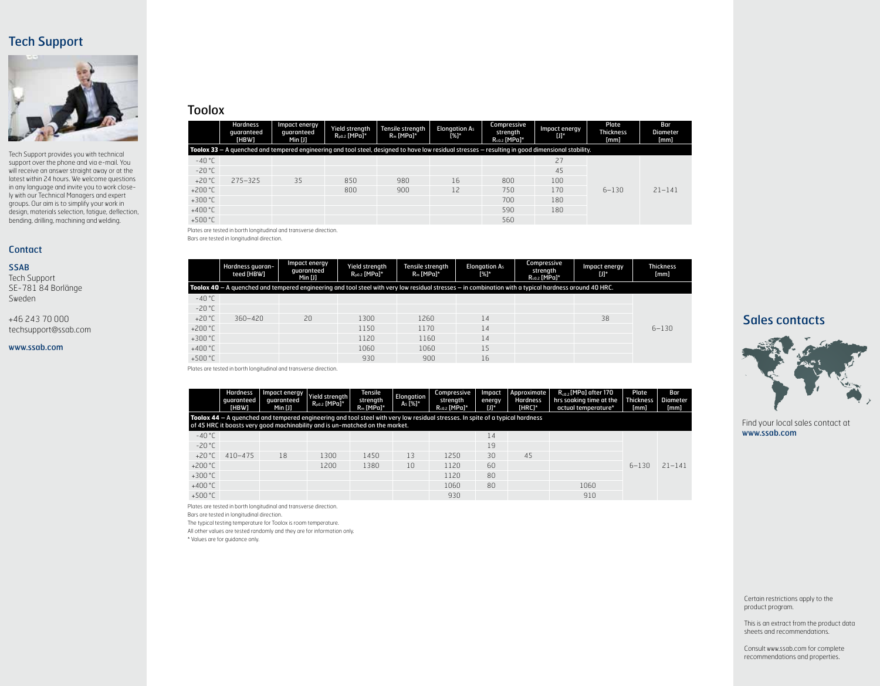## Tech Support

Tech Support provides you with technical support over the phone and via e-mail. You will receive an answer straight away or at the latest within 24 hours. We welcome questions in any language and invite you to work closely with our Technical Managers and expert groups. Our aim is to simplify your work in design, materials selection, fatigue, deflection, bending, drilling, machining and welding.

## Contact

**SSAB**
Tech Support
SE-781 84 Borlänge
Sweden

+46 243 70 000
techsupport@ssab.com

www.ssab.com

# Toolox

| | Hardness guaranteed [HBW] | Impact energy guaranteed Min [J] | Yield strength $R_{p0.2}$ [MPa]* | Tensile strength $R_m$ [MPa]* | Elongation $A_5$ [%]* | Compressive strength $R_{c0.2}$ [MPa]* | Impact energy [J]* | Plate Thickness [mm] | Bar Diameter [mm] |
|---|---|---|---|---|---|---|---|---|---|
| **Toolox 33** – A quenched and tempered engineering and tool steel, designed to have low residual stresses – resulting in good dimensional stability. | | | | | | | | | |
| -40 °C | | | | | | | 27 | | |
| -20 °C | | | | | | | 45 | | |
| +20 °C | 275–325 | 35 | 850 | 980 | 16 | 800 | 100 | | |
| +200 °C | | | 800 | 900 | 12 | 750 | 170 | 6–130 | 21–141 |
| +300 °C | | | | | | 700 | 180 | | |
| +400 °C | | | | | | 590 | 180 | | |
| +500 °C | | | | | | 560 | | | |

Plates are tested in borth longitudinal and transverse direction.
Bars are tested in longitudinal direction.

| | Hardness guaranteed [HBW] | Impact energy guaranteed Min [J] | Yield strength $R_{p0.2}$ [MPa]* | Tensile strength $R_m$ [MPa]* | Elongation $A_5$ [%]* | Compressive strength $R_{c0.2}$ [MPa]* | Impact energy [J]* | Thickness [mm] |
|---|---|---|---|---|---|---|---|---|
| **Toolox 40** – A quenched and tempered engineering and tool steel with very low residual stresses – in combination with a typical hardness around 40 HRC. | | | | | | | | |
| -40 °C | | | | | | | | |
| -20 °C | | | | | | | | |
| +20 °C | 360–420 | 20 | 1300 | 1260 | 14 | | 38 | |
| +200 °C | | | 1150 | 1170 | 14 | | | 6–130 |
| +300 °C | | | 1120 | 1160 | 14 | | | |
| +400 °C | | | 1060 | 1060 | 15 | | | |
| +500 °C | | | 930 | 900 | 16 | | | |

Plates are tested in borth longitudinal and transverse direction.

| | Hardness guaranteed [HBW] | Impact energy guaranteed Min [J] | Yield strength $R_{p0.2}$ [MPa]* | Tensile strength $R_m$ [MPa]* | Elongation $A_5$ [%]* | Compressive strength $R_{c0.2}$ [MPa]* | Impact energy [J]* | Approximate Hardness [HRC]* | $R_{c0.2}$ [MPa] after 170 hrs soaking time at the actual temperature* | Plate Thickness [mm] | Bar Diameter [mm] |
|---|---|---|---|---|---|---|---|---|---|---|---|
| **Toolox 44** – A quenched and tempered engineering and tool steel with very low residual stresses. In spite of a typical hardness of 45 HRC it boasts very good machinability and is un-matched on the market. | | | | | | | | | | | |
| -40 °C | | | | | | | 14 | | | | |
| -20 °C | | | | | | | 19 | | | | |
| +20 °C | 410–475 | 18 | 1300 | 1450 | 13 | 1250 | 30 | 45 | | | |
| +200 °C | | | 1200 | 1380 | 10 | 1120 | 60 | | | 6–130 | 21–141 |
| +300 °C | | | | | | 1120 | 80 | | | | |
| +400 °C | | | | | | 1060 | 80 | | 1060 | | |
| +500 °C | | | | | | 930 | | | 910 | | |

Plates are tested in borth longitudinal and transverse direction.
Bars are tested in longitudinal direction.
The typical testing temperature for Toolox is room temperature.
All other values are tested randomly and they are for information only.
* Values are for guidance only.

## Sales contacts

Find your local sales contact at
www.ssab.com

Certain restrictions apply to the product program.

This is an extract from the product data sheets and recommendations.

Consult www.ssab.com for complete recommendations and properties.